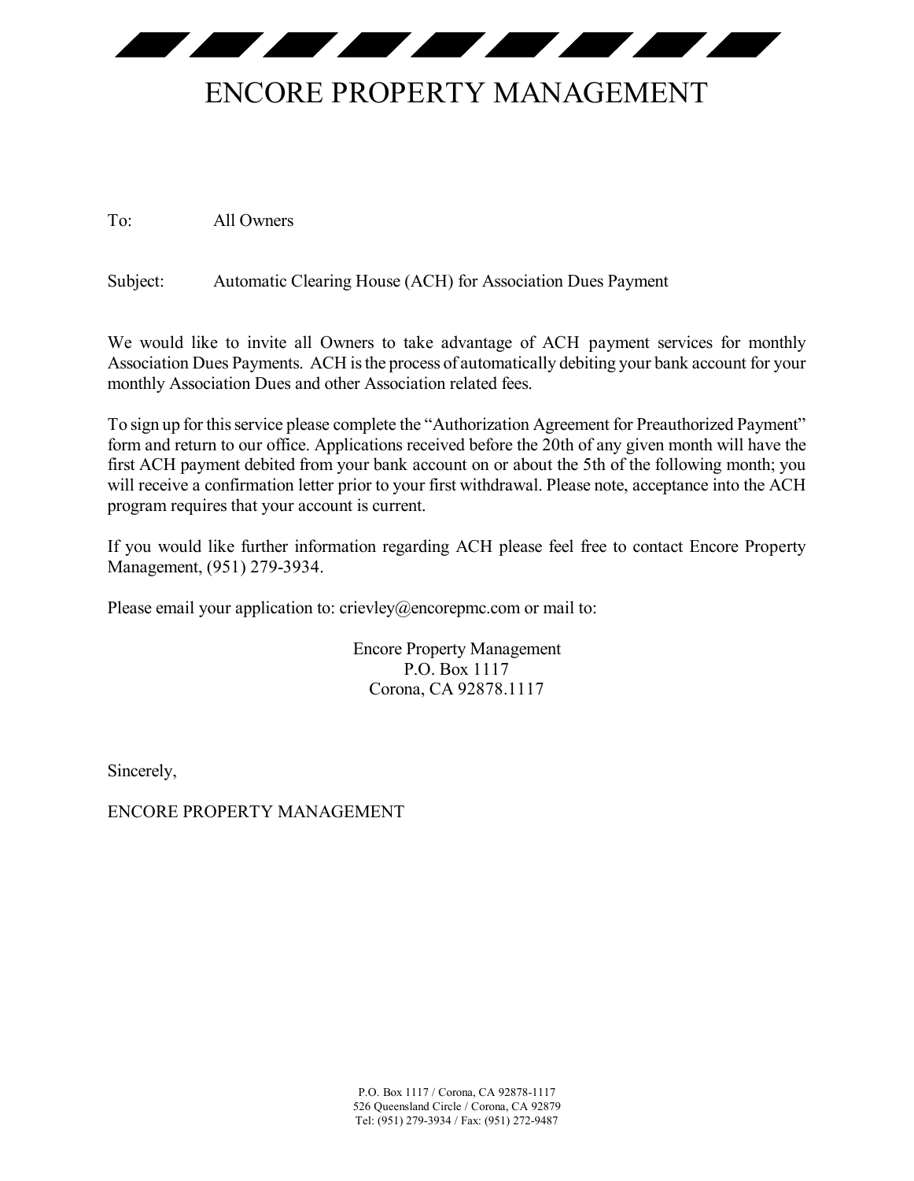# ENCORE PROPERTY MANAGEMENT

To: All Owners

Subject: Automatic Clearing House (ACH) for Association Dues Payment

We would like to invite all Owners to take advantage of ACH payment services for monthly Association Dues Payments. ACH is the process of automatically debiting your bank account for your monthly Association Dues and other Association related fees.

To sign up for this service please complete the "Authorization Agreement for Preauthorized Payment" form and return to our office. Applications received before the 20th of any given month will have the first ACH payment debited from your bank account on or about the 5th of the following month; you will receive a confirmation letter prior to your first withdrawal. Please note, acceptance into the ACH program requires that your account is current.

If you would like further information regarding ACH please feel free to contact Encore Property Management, (951) 279-3934.

Please email your application to: crievley@encorepmc.com or mail to:

Encore Property Management
P.O. Box 1117
Corona, CA 92878.1117

Sincerely,

ENCORE PROPERTY MANAGEMENT

P.O. Box 1117 / Corona, CA 92878-1117
526 Queensland Circle / Corona, CA 92879
Tel: (951) 279-3934 / Fax: (951) 272-9487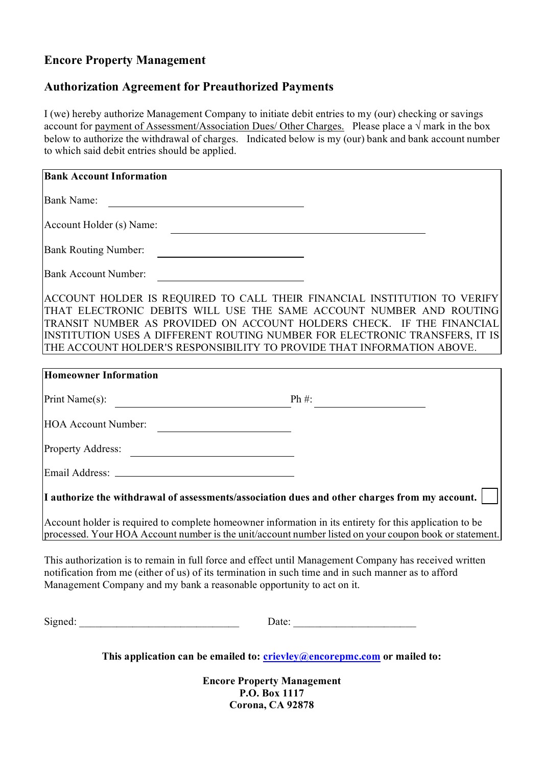## Encore Property Management

## Authorization Agreement for Preauthorized Payments

I (we) hereby authorize Management Company to initiate debit entries to my (our) checking or savings account for payment of Assessment/Association Dues/ Other Charges. Please place a √ mark in the box below to authorize the withdrawal of charges. Indicated below is my (our) bank and bank account number to which said debit entries should be applied.

**Bank Account Information**

Bank Name: ______________________________

Account Holder (s) Name: ______________________________________

Bank Routing Number: ____________________

Bank Account Number: ____________________

ACCOUNT HOLDER IS REQUIRED TO CALL THEIR FINANCIAL INSTITUTION TO VERIFY THAT ELECTRONIC DEBITS WILL USE THE SAME ACCOUNT NUMBER AND ROUTING TRANSIT NUMBER AS PROVIDED ON ACCOUNT HOLDERS CHECK. IF THE FINANCIAL INSTITUTION USES A DIFFERENT ROUTING NUMBER FOR ELECTRONIC TRANSFERS, IT IS THE ACCOUNT HOLDER'S RESPONSIBILITY TO PROVIDE THAT INFORMATION ABOVE.

**Homeowner Information**

Print Name(s): __________________________ Ph #: _________________

HOA Account Number: ____________________

Property Address: ________________________

Email Address: ___________________________

**I authorize the withdrawal of assessments/association dues and other charges from my account.** ☐

Account holder is required to complete homeowner information in its entirety for this application to be processed. Your HOA Account number is the unit/account number listed on your coupon book or statement.

This authorization is to remain in full force and effect until Management Company has received written notification from me (either of us) of its termination in such time and in such manner as to afford Management Company and my bank a reasonable opportunity to act on it.

Signed: ______________________________ Date: _______________________

**This application can be emailed to: crievley@encorepmc.com or mailed to:**

**Encore Property Management**
**P.O. Box 1117**
**Corona, CA 92878**